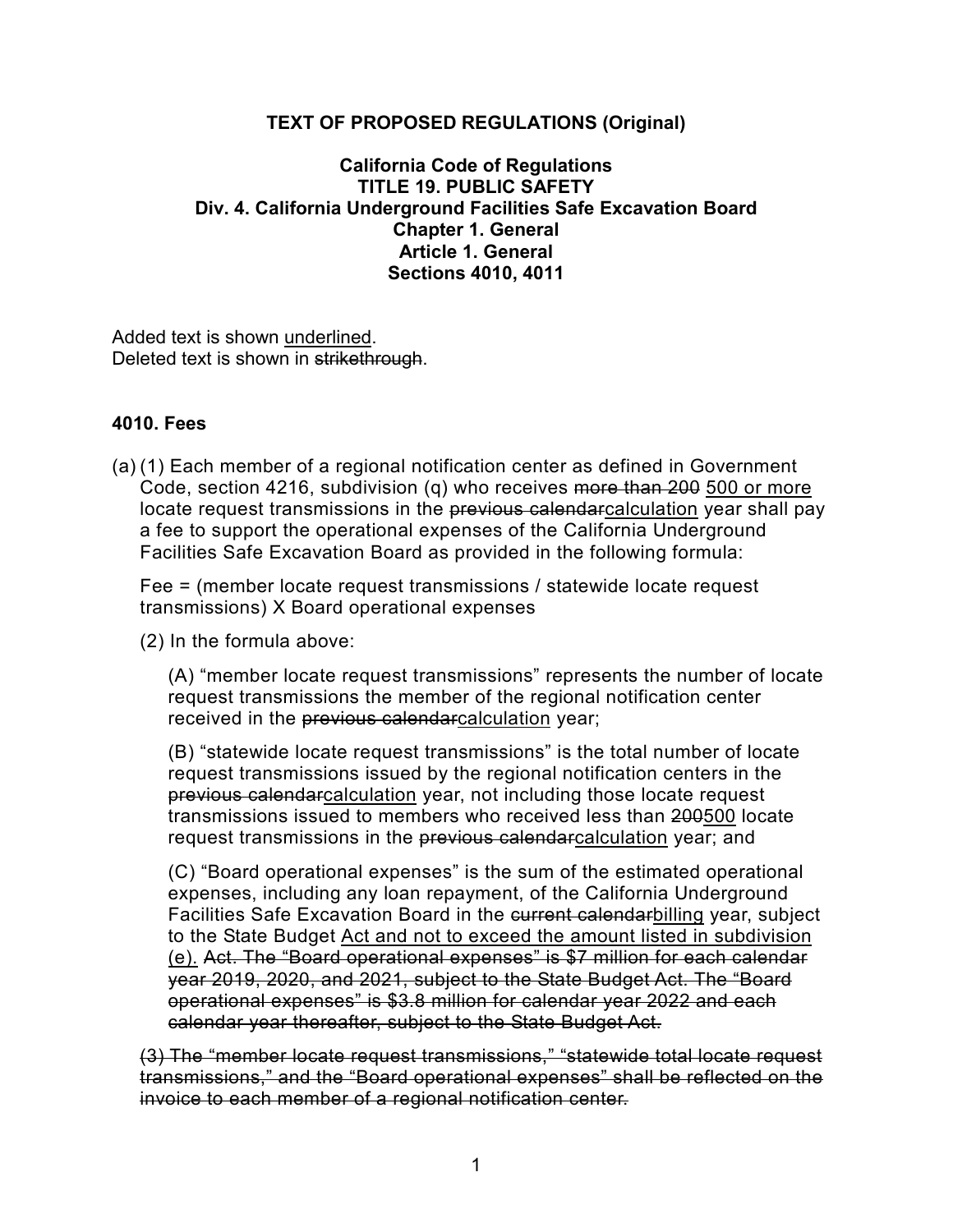**TEXT OF PROPOSED REGULATIONS (Original)**

**California Code of Regulations**
**TITLE 19. PUBLIC SAFETY**
**Div. 4. California Underground Facilities Safe Excavation Board**
**Chapter 1. General**
**Article 1. General**
**Sections 4010, 4011**

Added text is shown <u>underlined</u>.
Deleted text is shown in ~~strikethrough~~.

**4010. Fees**

(a) (1) Each member of a regional notification center as defined in Government Code, section 4216, subdivision (q) who receives ~~more than 200~~ <u>500 or more</u> locate request transmissions in the ~~previous calendar~~<u>calculation</u> year shall pay a fee to support the operational expenses of the California Underground Facilities Safe Excavation Board as provided in the following formula:

Fee = (member locate request transmissions / statewide locate request transmissions) X Board operational expenses

(2) In the formula above:

(A) "member locate request transmissions" represents the number of locate request transmissions the member of the regional notification center received in the ~~previous calendar~~<u>calculation</u> year;

(B) "statewide locate request transmissions" is the total number of locate request transmissions issued by the regional notification centers in the ~~previous calendar~~<u>calculation</u> year, not including those locate request transmissions issued to members who received less than ~~200~~<u>500</u> locate request transmissions in the ~~previous calendar~~<u>calculation</u> year; and

(C) "Board operational expenses" is the sum of the estimated operational expenses, including any loan repayment, of the California Underground Facilities Safe Excavation Board in the ~~current calendar~~<u>billing</u> year, subject to the State Budget <u>Act and not to exceed the amount listed in subdivision (e).</u> ~~Act. The "Board operational expenses" is $7 million for each calendar year 2019, 2020, and 2021, subject to the State Budget Act. The "Board operational expenses" is $3.8 million for calendar year 2022 and each calendar year thereafter, subject to the State Budget Act.~~

~~(3) The "member locate request transmissions," "statewide total locate request transmissions," and the "Board operational expenses" shall be reflected on the invoice to each member of a regional notification center.~~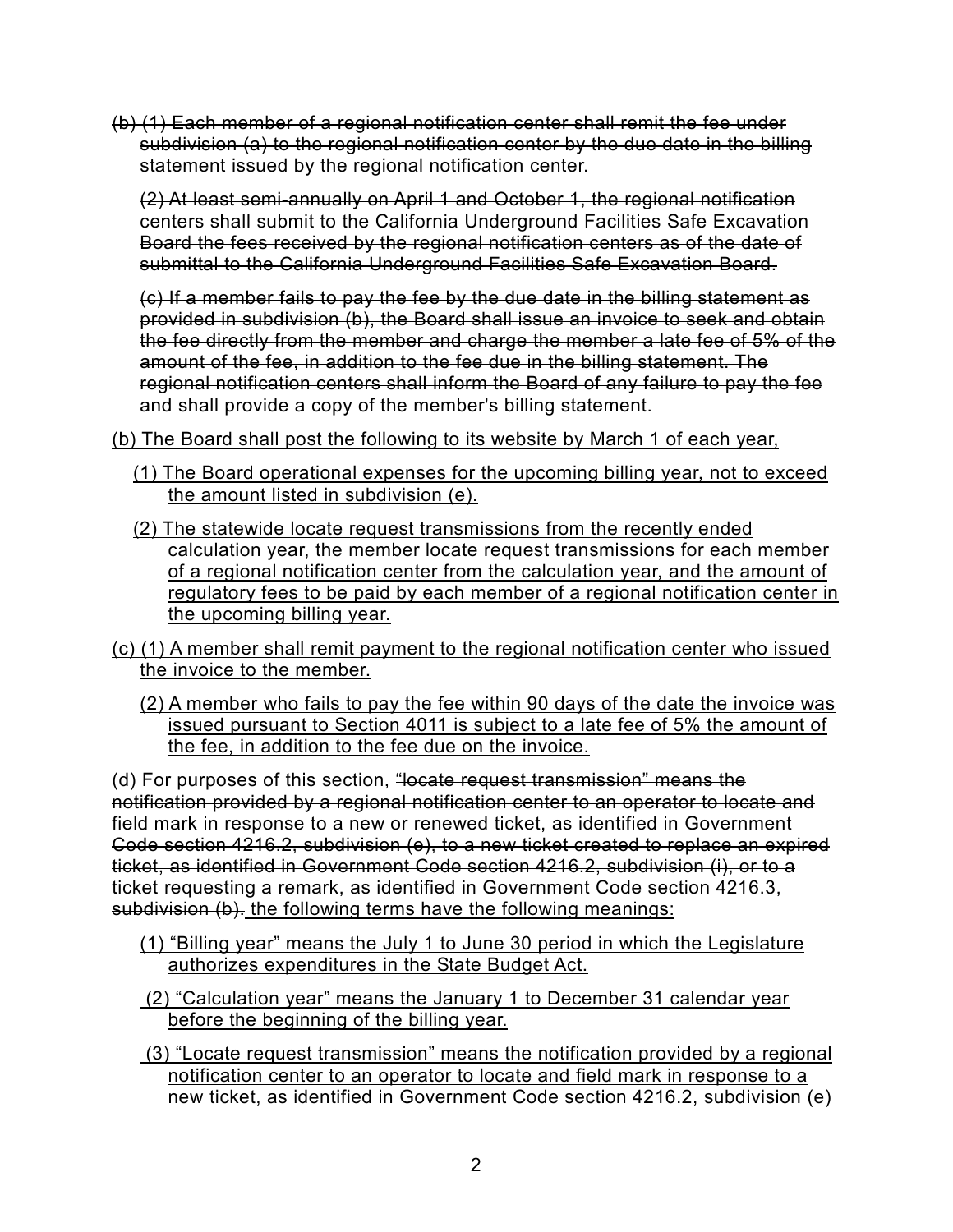~~(b) (1) Each member of a regional notification center shall remit the fee under subdivision (a) to the regional notification center by the due date in the billing statement issued by the regional notification center.~~

~~(2) At least semi-annually on April 1 and October 1, the regional notification centers shall submit to the California Underground Facilities Safe Excavation Board the fees received by the regional notification centers as of the date of submittal to the California Underground Facilities Safe Excavation Board.~~

~~(c) If a member fails to pay the fee by the due date in the billing statement as provided in subdivision (b), the Board shall issue an invoice to seek and obtain the fee directly from the member and charge the member a late fee of 5% of the amount of the fee, in addition to the fee due in the billing statement. The regional notification centers shall inform the Board of any failure to pay the fee and shall provide a copy of the member's billing statement.~~

<u>(b) The Board shall post the following to its website by March 1 of each year,</u>

<u>(1) The Board operational expenses for the upcoming billing year, not to exceed the amount listed in subdivision (e).</u>

<u>(2) The statewide locate request transmissions from the recently ended calculation year, the member locate request transmissions for each member of a regional notification center from the calculation year, and the amount of regulatory fees to be paid by each member of a regional notification center in the upcoming billing year.</u>

<u>(c) (1) A member shall remit payment to the regional notification center who issued the invoice to the member.</u>

<u>(2) A member who fails to pay the fee within 90 days of the date the invoice was issued pursuant to Section 4011 is subject to a late fee of 5% the amount of the fee, in addition to the fee due on the invoice.</u>

(d) For purposes of this section, ~~"locate request transmission" means the notification provided by a regional notification center to an operator to locate and field mark in response to a new or renewed ticket, as identified in Government Code section 4216.2, subdivision (e), to a new ticket created to replace an expired ticket, as identified in Government Code section 4216.2, subdivision (i), or to a ticket requesting a remark, as identified in Government Code section 4216.3, subdivision (b).~~ <u>the following terms have the following meanings:</u>

<u>(1) "Billing year" means the July 1 to June 30 period in which the Legislature authorizes expenditures in the State Budget Act.</u>

<u>(2) "Calculation year" means the January 1 to December 31 calendar year before the beginning of the billing year.</u>

<u>(3) "Locate request transmission" means the notification provided by a regional notification center to an operator to locate and field mark in response to a new ticket, as identified in Government Code section 4216.2, subdivision (e)</u>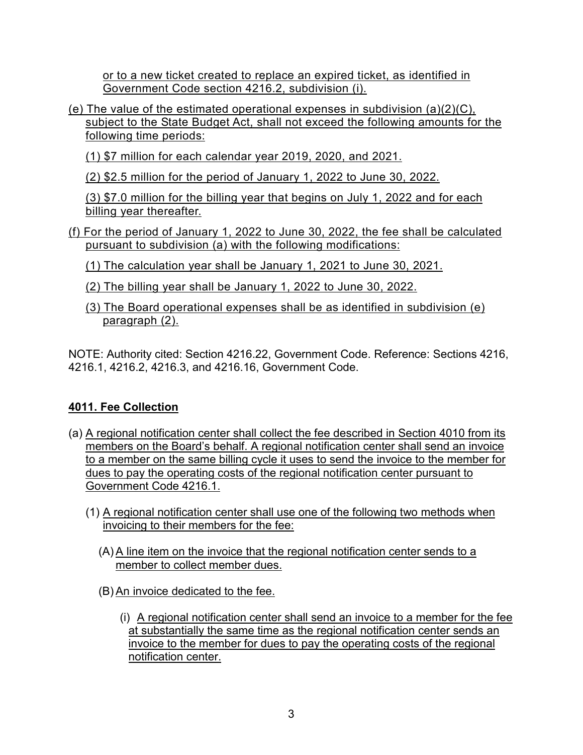or to a new ticket created to replace an expired ticket, as identified in Government Code section 4216.2, subdivision (i).

(e) The value of the estimated operational expenses in subdivision (a)(2)(C), subject to the State Budget Act, shall not exceed the following amounts for the following time periods:

(1) $7 million for each calendar year 2019, 2020, and 2021.

(2) $2.5 million for the period of January 1, 2022 to June 30, 2022.

(3) $7.0 million for the billing year that begins on July 1, 2022 and for each billing year thereafter.

(f) For the period of January 1, 2022 to June 30, 2022, the fee shall be calculated pursuant to subdivision (a) with the following modifications:

(1) The calculation year shall be January 1, 2021 to June 30, 2021.

(2) The billing year shall be January 1, 2022 to June 30, 2022.

(3) The Board operational expenses shall be as identified in subdivision (e) paragraph (2).

NOTE: Authority cited: Section 4216.22, Government Code. Reference: Sections 4216, 4216.1, 4216.2, 4216.3, and 4216.16, Government Code.

## 4011. Fee Collection

(a) A regional notification center shall collect the fee described in Section 4010 from its members on the Board's behalf. A regional notification center shall send an invoice to a member on the same billing cycle it uses to send the invoice to the member for dues to pay the operating costs of the regional notification center pursuant to Government Code 4216.1.

(1) A regional notification center shall use one of the following two methods when invoicing to their members for the fee:

(A) A line item on the invoice that the regional notification center sends to a member to collect member dues.

(B) An invoice dedicated to the fee.

(i) A regional notification center shall send an invoice to a member for the fee at substantially the same time as the regional notification center sends an invoice to the member for dues to pay the operating costs of the regional notification center.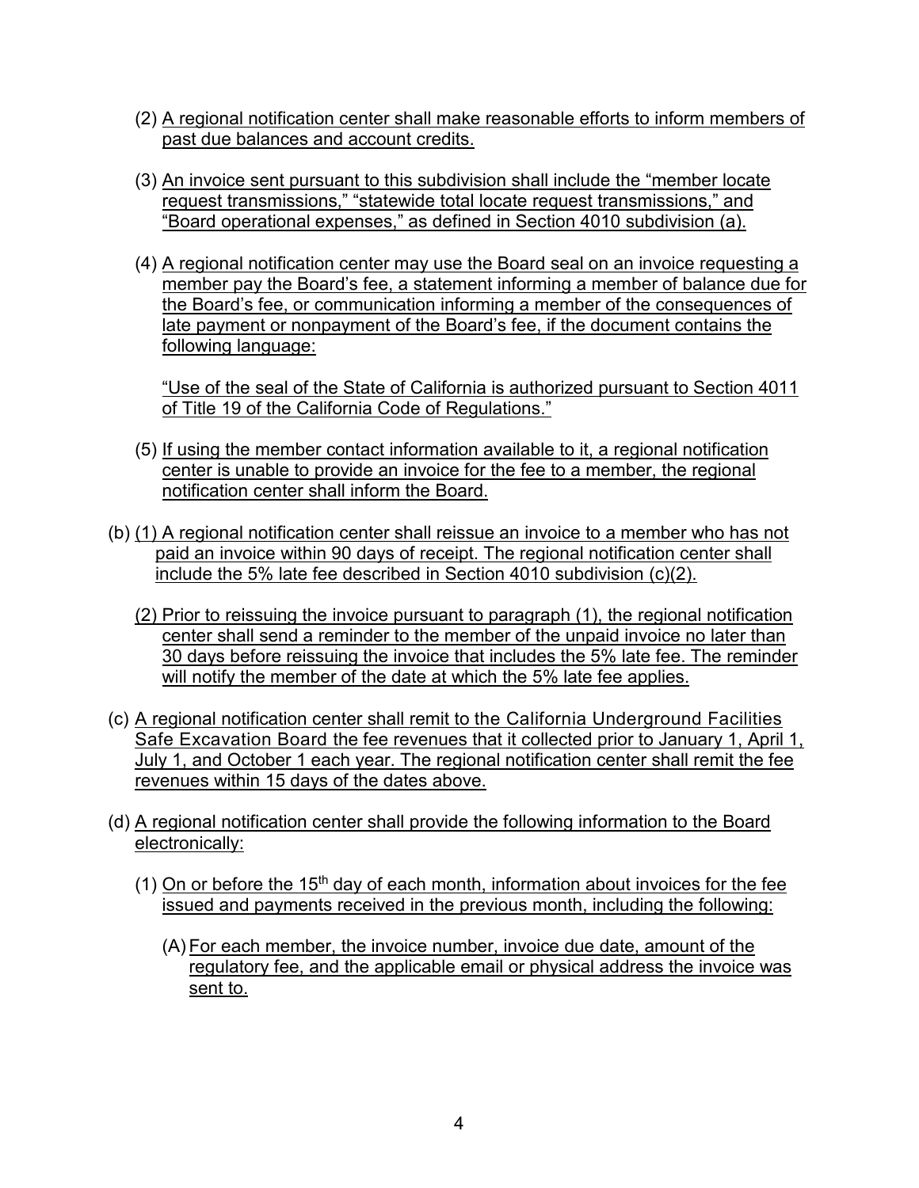(2) A regional notification center shall make reasonable efforts to inform members of past due balances and account credits.

(3) An invoice sent pursuant to this subdivision shall include the "member locate request transmissions," "statewide total locate request transmissions," and "Board operational expenses," as defined in Section 4010 subdivision (a).

(4) A regional notification center may use the Board seal on an invoice requesting a member pay the Board's fee, a statement informing a member of balance due for the Board's fee, or communication informing a member of the consequences of late payment or nonpayment of the Board's fee, if the document contains the following language:

"Use of the seal of the State of California is authorized pursuant to Section 4011 of Title 19 of the California Code of Regulations."

(5) If using the member contact information available to it, a regional notification center is unable to provide an invoice for the fee to a member, the regional notification center shall inform the Board.

(b) (1) A regional notification center shall reissue an invoice to a member who has not paid an invoice within 90 days of receipt. The regional notification center shall include the 5% late fee described in Section 4010 subdivision (c)(2).

(2) Prior to reissuing the invoice pursuant to paragraph (1), the regional notification center shall send a reminder to the member of the unpaid invoice no later than 30 days before reissuing the invoice that includes the 5% late fee. The reminder will notify the member of the date at which the 5% late fee applies.

(c) A regional notification center shall remit to the California Underground Facilities Safe Excavation Board the fee revenues that it collected prior to January 1, April 1, July 1, and October 1 each year. The regional notification center shall remit the fee revenues within 15 days of the dates above.

(d) A regional notification center shall provide the following information to the Board electronically:

(1) On or before the 15th day of each month, information about invoices for the fee issued and payments received in the previous month, including the following:

(A) For each member, the invoice number, invoice due date, amount of the regulatory fee, and the applicable email or physical address the invoice was sent to.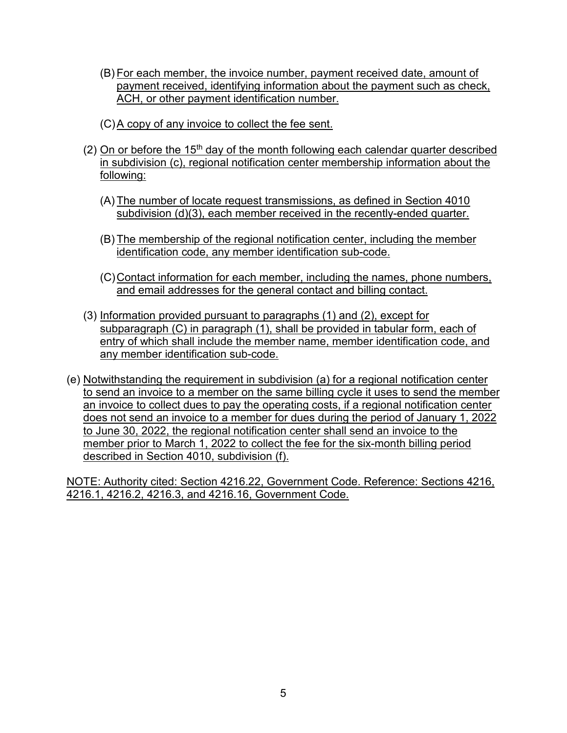(B) For each member, the invoice number, payment received date, amount of payment received, identifying information about the payment such as check, ACH, or other payment identification number.

(C) A copy of any invoice to collect the fee sent.

(2) On or before the 15th day of the month following each calendar quarter described in subdivision (c), regional notification center membership information about the following:

(A) The number of locate request transmissions, as defined in Section 4010 subdivision (d)(3), each member received in the recently-ended quarter.

(B) The membership of the regional notification center, including the member identification code, any member identification sub-code.

(C) Contact information for each member, including the names, phone numbers, and email addresses for the general contact and billing contact.

(3) Information provided pursuant to paragraphs (1) and (2), except for subparagraph (C) in paragraph (1), shall be provided in tabular form, each of entry of which shall include the member name, member identification code, and any member identification sub-code.

(e) Notwithstanding the requirement in subdivision (a) for a regional notification center to send an invoice to a member on the same billing cycle it uses to send the member an invoice to collect dues to pay the operating costs, if a regional notification center does not send an invoice to a member for dues during the period of January 1, 2022 to June 30, 2022, the regional notification center shall send an invoice to the member prior to March 1, 2022 to collect the fee for the six-month billing period described in Section 4010, subdivision (f).

NOTE: Authority cited: Section 4216.22, Government Code. Reference: Sections 4216, 4216.1, 4216.2, 4216.3, and 4216.16, Government Code.